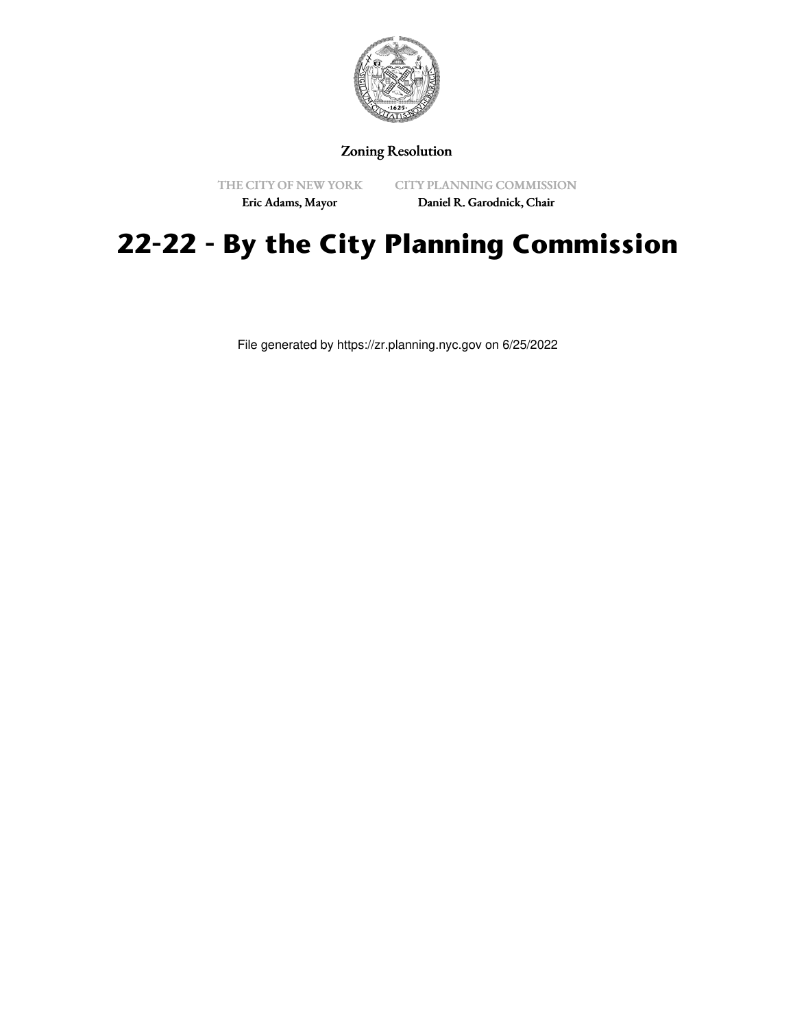Zoning Resolution

THE CITY OF NEW YORK
Eric Adams, Mayor

CITY PLANNING COMMISSION
Daniel R. Garodnick, Chair

# 22-22 - By the City Planning Commission

File generated by https://zr.planning.nyc.gov on 6/25/2022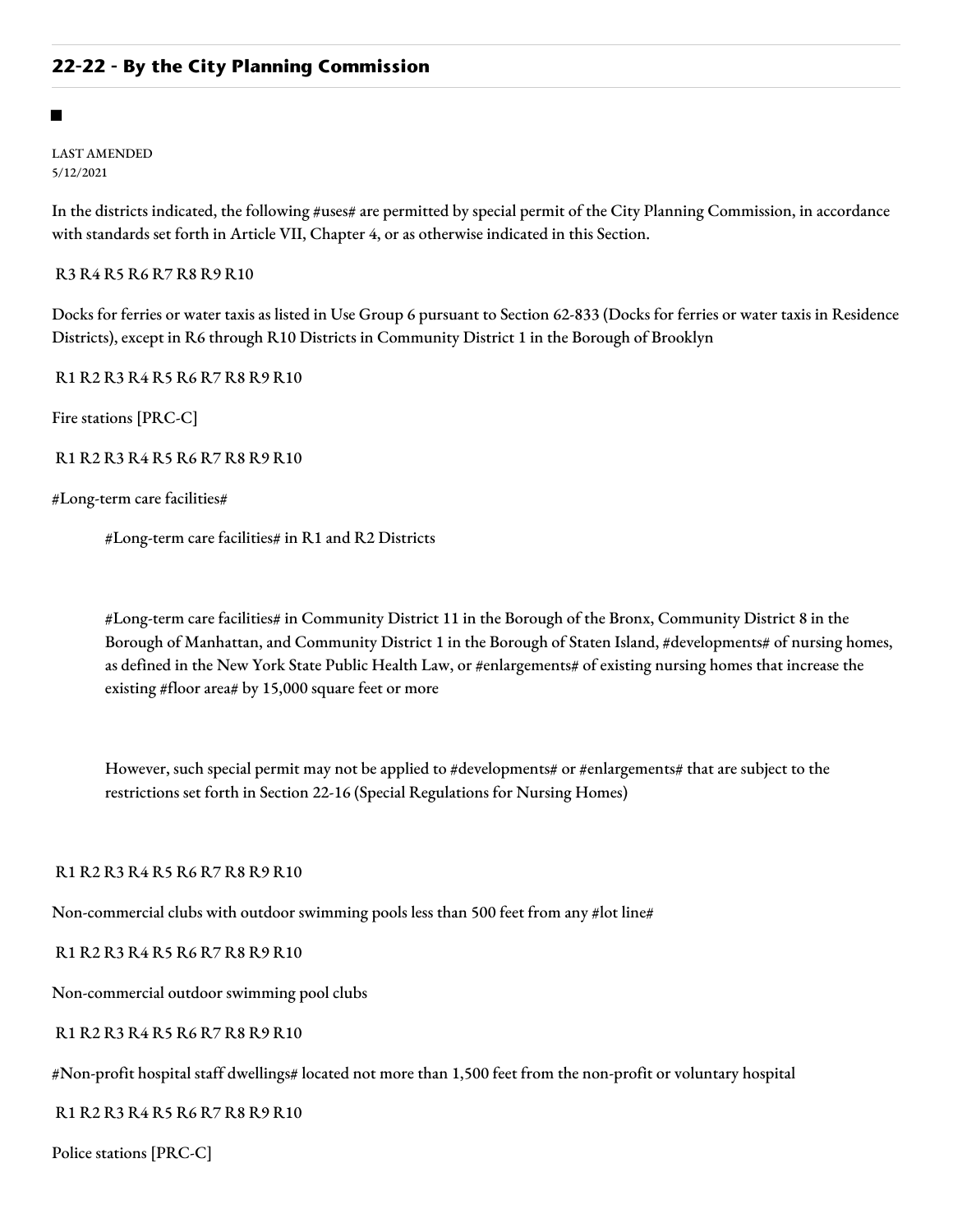## 22-22 - By the City Planning Commission

■

LAST AMENDED
5/12/2021

In the districts indicated, the following #uses# are permitted by special permit of the City Planning Commission, in accordance with standards set forth in Article VII, Chapter 4, or as otherwise indicated in this Section.

R3 R4 R5 R6 R7 R8 R9 R10

Docks for ferries or water taxis as listed in Use Group 6 pursuant to Section 62-833 (Docks for ferries or water taxis in Residence Districts), except in R6 through R10 Districts in Community District 1 in the Borough of Brooklyn

R1 R2 R3 R4 R5 R6 R7 R8 R9 R10

Fire stations [PRC-C]

R1 R2 R3 R4 R5 R6 R7 R8 R9 R10

#Long-term care facilities#

> #Long-term care facilities# in R1 and R2 Districts
>
> #Long-term care facilities# in Community District 11 in the Borough of the Bronx, Community District 8 in the Borough of Manhattan, and Community District 1 in the Borough of Staten Island, #developments# of nursing homes, as defined in the New York State Public Health Law, or #enlargements# of existing nursing homes that increase the existing #floor area# by 15,000 square feet or more
>
> However, such special permit may not be applied to #developments# or #enlargements# that are subject to the restrictions set forth in Section 22-16 (Special Regulations for Nursing Homes)

R1 R2 R3 R4 R5 R6 R7 R8 R9 R10

Non-commercial clubs with outdoor swimming pools less than 500 feet from any #lot line#

R1 R2 R3 R4 R5 R6 R7 R8 R9 R10

Non-commercial outdoor swimming pool clubs

R1 R2 R3 R4 R5 R6 R7 R8 R9 R10

#Non-profit hospital staff dwellings# located not more than 1,500 feet from the non-profit or voluntary hospital

R1 R2 R3 R4 R5 R6 R7 R8 R9 R10

Police stations [PRC-C]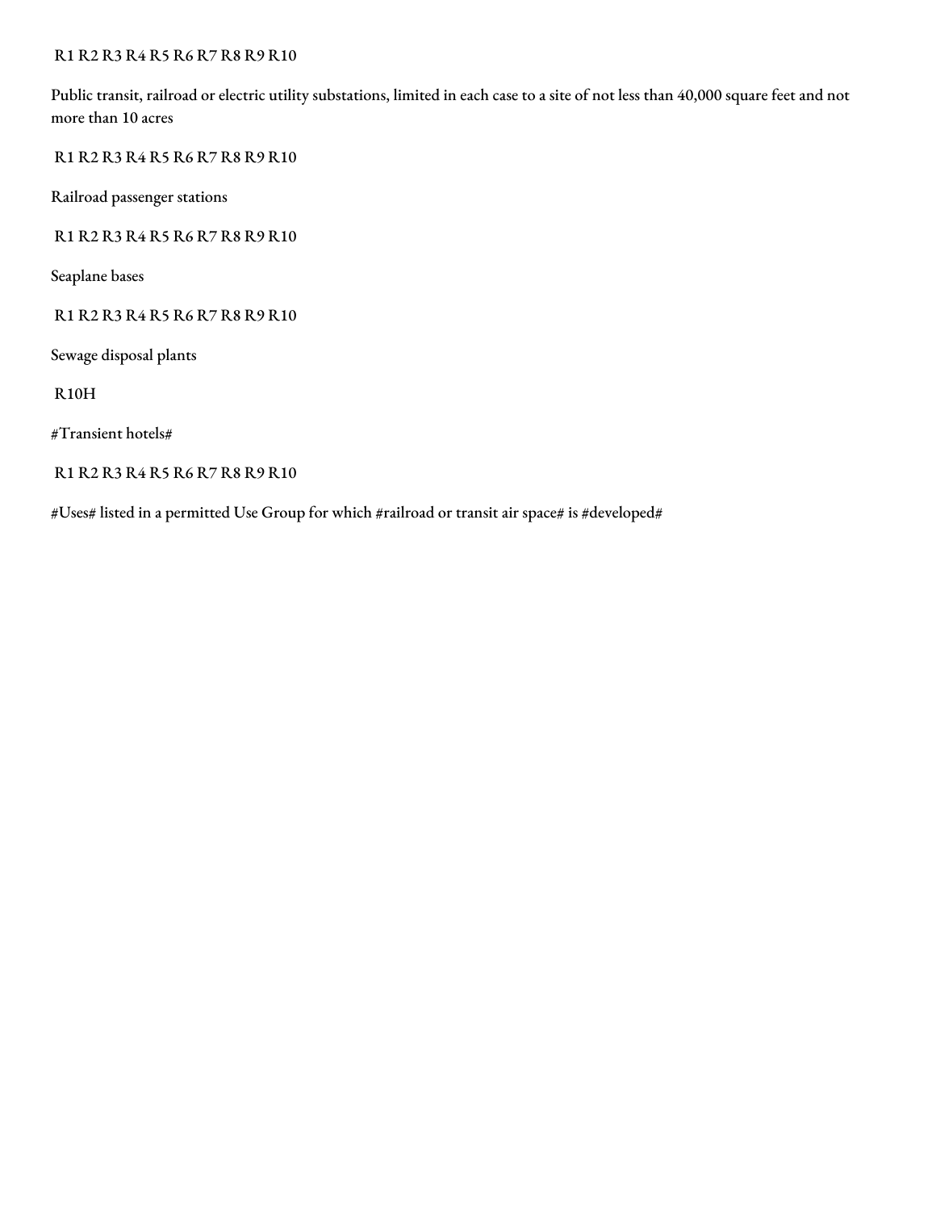R1 R2 R3 R4 R5 R6 R7 R8 R9 R10

Public transit, railroad or electric utility substations, limited in each case to a site of not less than 40,000 square feet and not more than 10 acres

R1 R2 R3 R4 R5 R6 R7 R8 R9 R10

Railroad passenger stations

R1 R2 R3 R4 R5 R6 R7 R8 R9 R10

Seaplane bases

R1 R2 R3 R4 R5 R6 R7 R8 R9 R10

Sewage disposal plants

R10H

#Transient hotels#

R1 R2 R3 R4 R5 R6 R7 R8 R9 R10

#Uses# listed in a permitted Use Group for which #railroad or transit air space# is #developed#